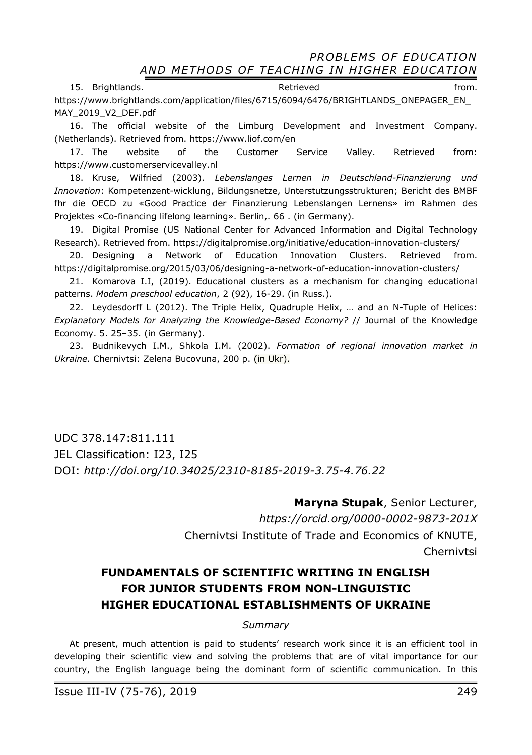15. Brightlands. Retrieved from. https://www.brightlands.com/application/files/6715/6094/6476/BRIGHTLANDS_ONEPAGER_EN_MAY_2019_V2_DEF.pdf

16. The official website of the Limburg Development and Investment Company. (Netherlands). Retrieved from. https://www.liof.com/en

17. The website of the Customer Service Valley. Retrieved from: https://www.customerservicevalley.nl

18. Kruse, Wilfried (2003). *Lebenslanges Lernen in Deutschland-Finanzierung und Innovation*: Kompetenzent-wicklung, Bildungsnetze, Unterstutzungsstrukturen; Bericht des BMBF fhr die OECD zu «Good Practice der Finanzierung Lebenslangen Lernens» im Rahmen des Projektes «Co-financing lifelong learning». Berlin,. 66 . (in Germany).

19. Digital Promise (US National Center for Advanced Information and Digital Technology Research). Retrieved from. https://digitalpromise.org/initiative/education-innovation-clusters/

20. Designing a Network of Education Innovation Clusters. Retrieved from. https://digitalpromise.org/2015/03/06/designing-a-network-of-education-innovation-clusters/

21. Komarova I.I, (2019). Educational clusters as a mechanism for changing educational patterns. *Modern preschool education*, 2 (92), 16-29. (in Russ.).

22. Leydesdorff L (2012). The Triple Helix, Quadruple Helix, … and an N-Tuple of Helices: *Explanatory Models for Analyzing the Knowledge-Based Economy?* // Journal of the Knowledge Economy. 5. 25–35. (in Germany).

23. Budnikevych I.M., Shkola I.M. (2002). *Formation of regional innovation market in Ukraine.* Chernivtsi: Zelena Bucovuna, 200 p. (in Ukr).

UDC 378.147:811.111
JEL Classification: I23, I25
DOI: *http://doi.org/10.34025/2310-8185-2019-3.75-4.76.22*

**Maryna Stupak**, Senior Lecturer,
*https://orcid.org/0000-0002-9873-201X*
Chernivtsi Institute of Trade and Economics of KNUTE,
Chernivtsi

## FUNDAMENTALS OF SCIENTIFIC WRITING IN ENGLISH FOR JUNIOR STUDENTS FROM NON-LINGUISTIC HIGHER EDUCATIONAL ESTABLISHMENTS OF UKRAINE

*Summary*

At present, much attention is paid to students' research work since it is an efficient tool in developing their scientific view and solving the problems that are of vital importance for our country, the English language being the dominant form of scientific communication. In this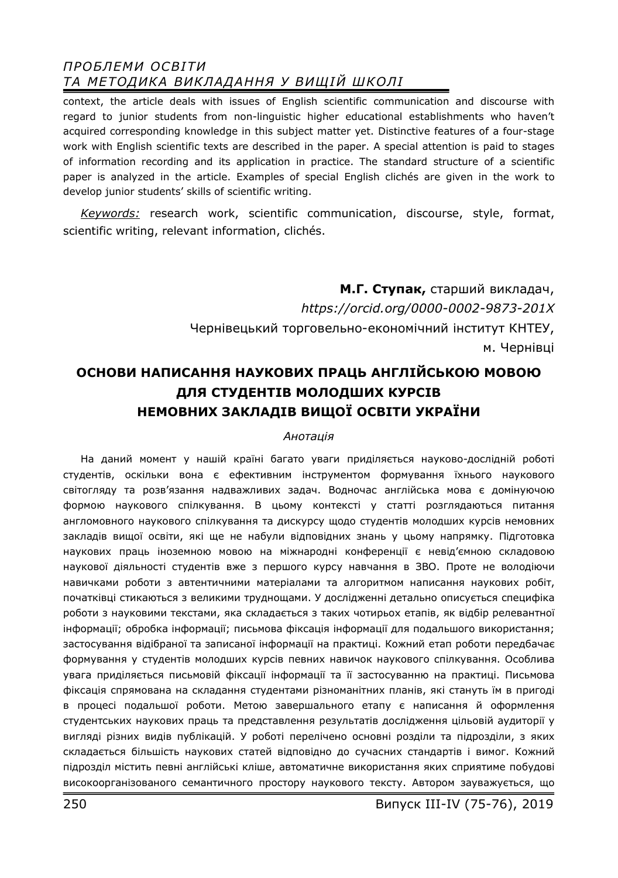context, the article deals with issues of English scientific communication and discourse with regard to junior students from non-linguistic higher educational establishments who haven't acquired corresponding knowledge in this subject matter yet. Distinctive features of a four-stage work with English scientific texts are described in the paper. A special attention is paid to stages of information recording and its application in practice. The standard structure of a scientific paper is analyzed in the article. Examples of special English clichés are given in the work to develop junior students' skills of scientific writing.

*Keywords:* research work, scientific communication, discourse, style, format, scientific writing, relevant information, clichés.

**М.Г. Ступак,** старший викладач,
*https://orcid.org/0000-0002-9873-201X*
Чернівецький торговельно-економічний інститут КНТЕУ,
м. Чернівці

# ОСНОВИ НАПИСАННЯ НАУКОВИХ ПРАЦЬ АНГЛІЙСЬКОЮ МОВОЮ ДЛЯ СТУДЕНТІВ МОЛОДШИХ КУРСІВ НЕМОВНИХ ЗАКЛАДІВ ВИЩОЇ ОСВІТИ УКРАЇНИ

*Анотація*

На даний момент у нашій країні багато уваги приділяється науково-дослідній роботі студентів, оскільки вона є ефективним інструментом формування їхнього наукового світогляду та розв'язання надважливих задач. Водночас англійська мова є домінуючою формою наукового спілкування. В цьому контексті у статті розглядаються питання англомовного наукового спілкування та дискурсу щодо студентів молодших курсів немовних закладів вищої освіти, які ще не набули відповідних знань у цьому напрямку. Підготовка наукових праць іноземною мовою на міжнародні конференції є невід'ємною складовою наукової діяльності студентів вже з першого курсу навчання в ЗВО. Проте не володіючи навичками роботи з автентичними матеріалами та алгоритмом написання наукових робіт, початківці стикаються з великими труднощами. У дослідженні детально описується специфіка роботи з науковими текстами, яка складається з таких чотирьох етапів, як відбір релевантної інформації; обробка інформації; письмова фіксація інформації для подальшого використання; застосування відібраної та записаної інформації на практиці. Кожний етап роботи передбачає формування у студентів молодших курсів певних навичок наукового спілкування. Особлива увага приділяється письмовій фіксації інформації та її застосуванню на практиці. Письмова фіксація спрямована на складання студентами різноманітних планів, які стануть їм в пригоді в процесі подальшої роботи. Метою завершального етапу є написання й оформлення студентських наукових праць та представлення результатів дослідження цільовій аудиторії у вигляді різних видів публікацій. У роботі перелічено основні розділи та підрозділи, з яких складається більшість наукових статей відповідно до сучасних стандартів і вимог. Кожний підрозділ містить певні англійські кліше, автоматичне використання яких сприятиме побудові високоорганізованого семантичного простору наукового тексту. Автором зауважується, що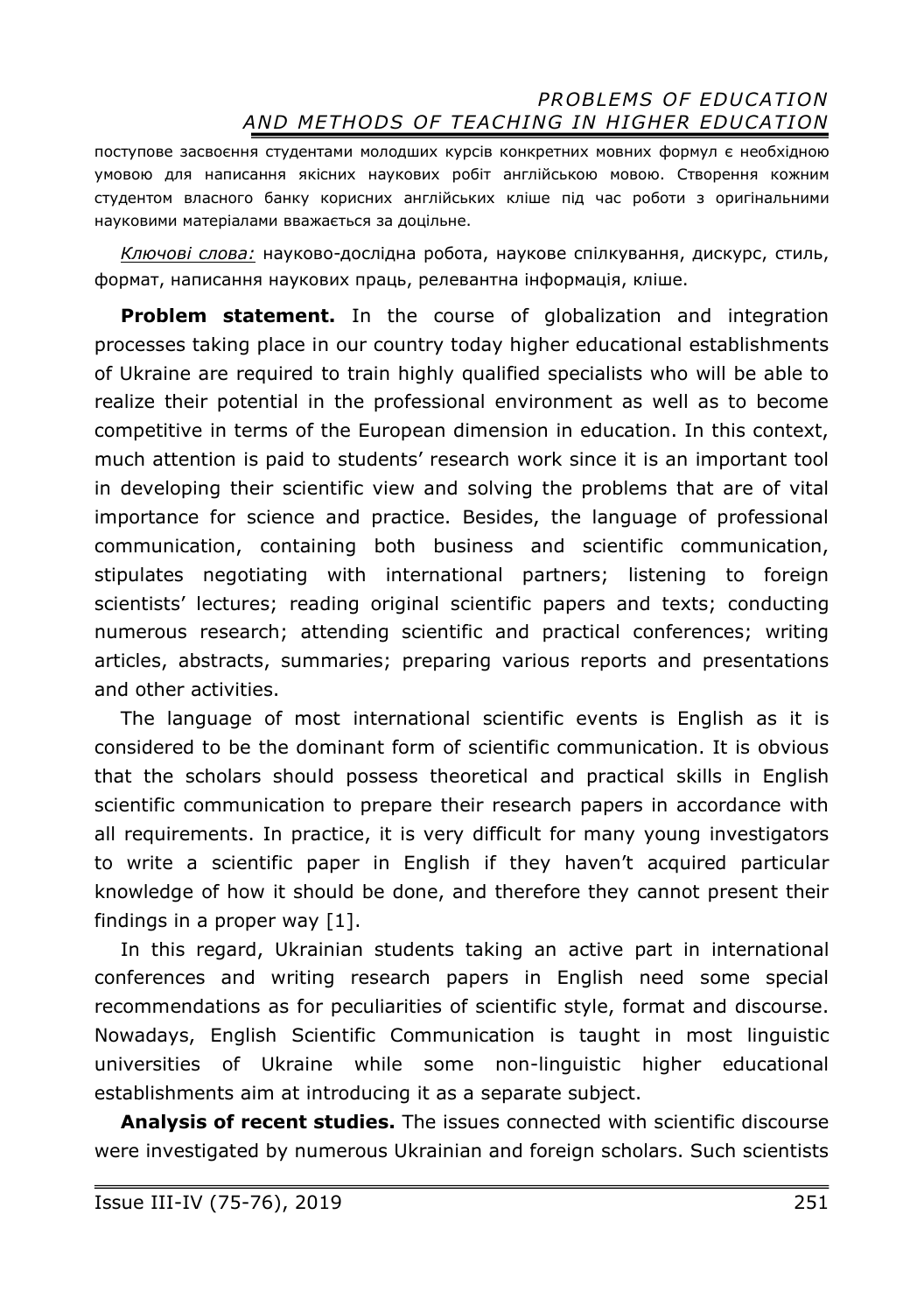поступове засвоєння студентами молодших курсів конкретних мовних формул є необхідною умовою для написання якісних наукових робіт англійською мовою. Створення кожним студентом власного банку корисних англійських кліше під час роботи з оригінальними науковими матеріалами вважається за доцільне.

*Ключові слова:* науково-дослідна робота, наукове спілкування, дискурс, стиль, формат, написання наукових праць, релевантна інформація, кліше.

**Problem statement.** In the course of globalization and integration processes taking place in our country today higher educational establishments of Ukraine are required to train highly qualified specialists who will be able to realize their potential in the professional environment as well as to become competitive in terms of the European dimension in education. In this context, much attention is paid to students' research work since it is an important tool in developing their scientific view and solving the problems that are of vital importance for science and practice. Besides, the language of professional communication, containing both business and scientific communication, stipulates negotiating with international partners; listening to foreign scientists' lectures; reading original scientific papers and texts; conducting numerous research; attending scientific and practical conferences; writing articles, abstracts, summaries; preparing various reports and presentations and other activities.

The language of most international scientific events is English as it is considered to be the dominant form of scientific communication. It is obvious that the scholars should possess theoretical and practical skills in English scientific communication to prepare their research papers in accordance with all requirements. In practice, it is very difficult for many young investigators to write a scientific paper in English if they haven't acquired particular knowledge of how it should be done, and therefore they cannot present their findings in a proper way [1].

In this regard, Ukrainian students taking an active part in international conferences and writing research papers in English need some special recommendations as for peculiarities of scientific style, format and discourse. Nowadays, English Scientific Communication is taught in most linguistic universities of Ukraine while some non-linguistic higher educational establishments aim at introducing it as a separate subject.

**Analysis of recent studies.** The issues connected with scientific discourse were investigated by numerous Ukrainian and foreign scholars. Such scientists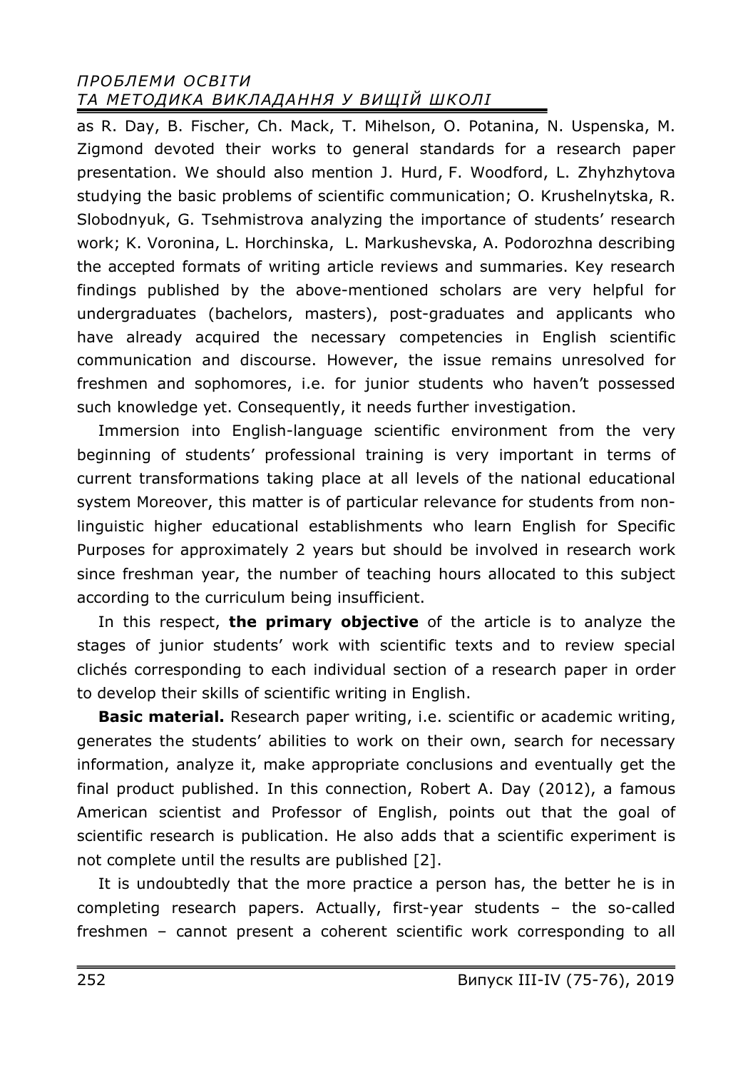as R. Day, B. Fischer, Ch. Mack, T. Mihelson, O. Potanina, N. Uspenska, M. Zigmond devoted their works to general standards for a research paper presentation. We should also mention J. Hurd, F. Woodford, L. Zhyhzhytova studying the basic problems of scientific communication; O. Krushelnytska, R. Slobodnyuk, G. Tsehmistrova analyzing the importance of students' research work; K. Voronina, L. Horchinska, L. Markushevska, A. Podorozhna describing the accepted formats of writing article reviews and summaries. Key research findings published by the above-mentioned scholars are very helpful for undergraduates (bachelors, masters), post-graduates and applicants who have already acquired the necessary competencies in English scientific communication and discourse. However, the issue remains unresolved for freshmen and sophomores, i.e. for junior students who haven't possessed such knowledge yet. Consequently, it needs further investigation.

Immersion into English-language scientific environment from the very beginning of students' professional training is very important in terms of current transformations taking place at all levels of the national educational system Moreover, this matter is of particular relevance for students from non-linguistic higher educational establishments who learn English for Specific Purposes for approximately 2 years but should be involved in research work since freshman year, the number of teaching hours allocated to this subject according to the curriculum being insufficient.

In this respect, **the primary objective** of the article is to analyze the stages of junior students' work with scientific texts and to review special clichés corresponding to each individual section of a research paper in order to develop their skills of scientific writing in English.

**Basic material.** Research paper writing, i.e. scientific or academic writing, generates the students' abilities to work on their own, search for necessary information, analyze it, make appropriate conclusions and eventually get the final product published. In this connection, Robert A. Day (2012), a famous American scientist and Professor of English, points out that the goal of scientific research is publication. He also adds that a scientific experiment is not complete until the results are published [2].

It is undoubtedly that the more practice a person has, the better he is in completing research papers. Actually, first-year students – the so-called freshmen – cannot present a coherent scientific work corresponding to all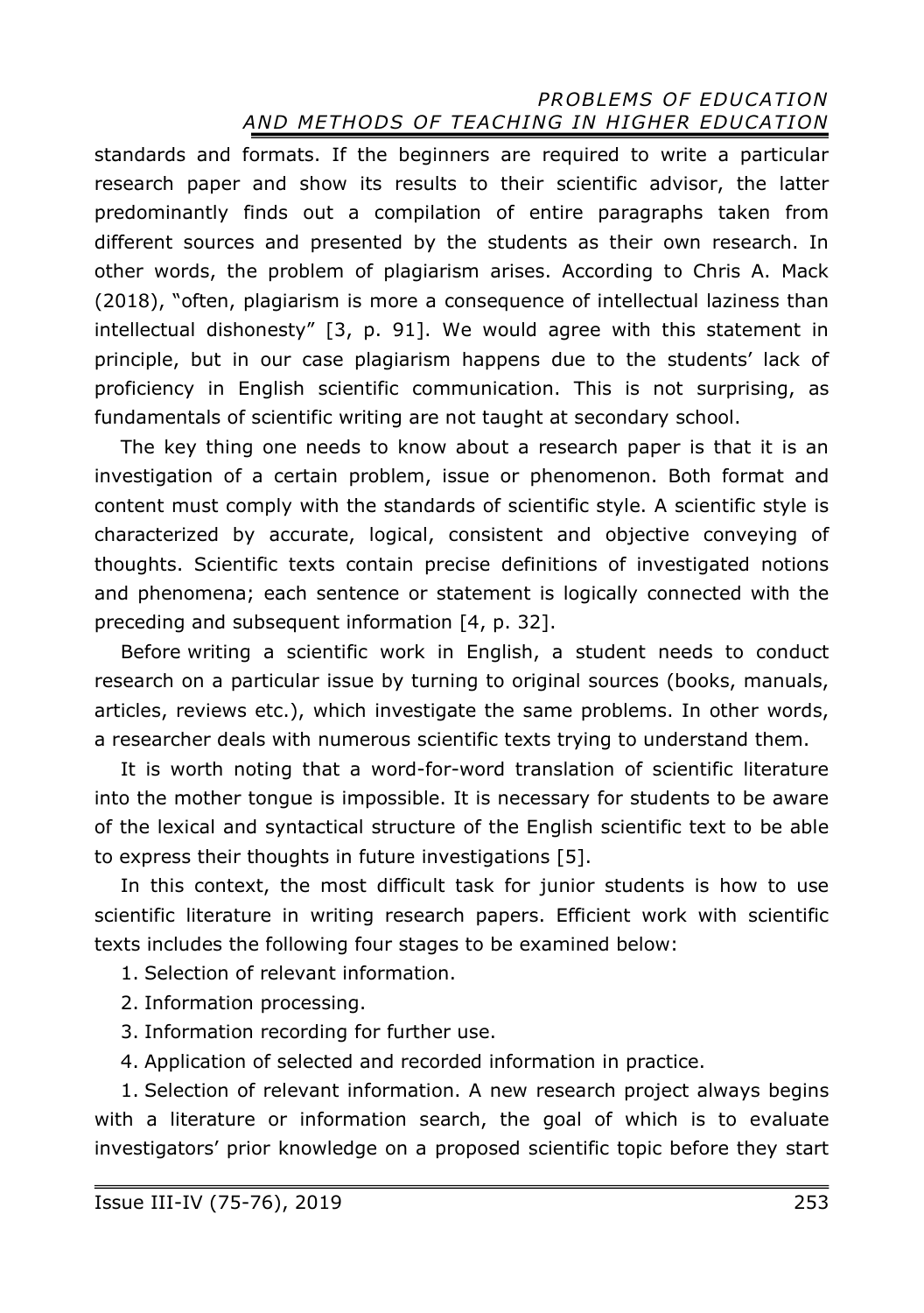standards and formats. If the beginners are required to write a particular research paper and show its results to their scientific advisor, the latter predominantly finds out a compilation of entire paragraphs taken from different sources and presented by the students as their own research. In other words, the problem of plagiarism arises. According to Chris A. Mack (2018), "often, plagiarism is more a consequence of intellectual laziness than intellectual dishonesty" [3, p. 91]. We would agree with this statement in principle, but in our case plagiarism happens due to the students' lack of proficiency in English scientific communication. This is not surprising, as fundamentals of scientific writing are not taught at secondary school.

The key thing one needs to know about a research paper is that it is an investigation of a certain problem, issue or phenomenon. Both format and content must comply with the standards of scientific style. A scientific style is characterized by accurate, logical, consistent and objective conveying of thoughts. Scientific texts contain precise definitions of investigated notions and phenomena; each sentence or statement is logically connected with the preceding and subsequent information [4, p. 32].

Before writing a scientific work in English, a student needs to conduct research on a particular issue by turning to original sources (books, manuals, articles, reviews etc.), which investigate the same problems. In other words, a researcher deals with numerous scientific texts trying to understand them.

It is worth noting that a word-for-word translation of scientific literature into the mother tongue is impossible. It is necessary for students to be aware of the lexical and syntactical structure of the English scientific text to be able to express their thoughts in future investigations [5].

In this context, the most difficult task for junior students is how to use scientific literature in writing research papers. Efficient work with scientific texts includes the following four stages to be examined below:

1. Selection of relevant information.
2. Information processing.
3. Information recording for further use.
4. Application of selected and recorded information in practice.

1. Selection of relevant information. A new research project always begins with a literature or information search, the goal of which is to evaluate investigators' prior knowledge on a proposed scientific topic before they start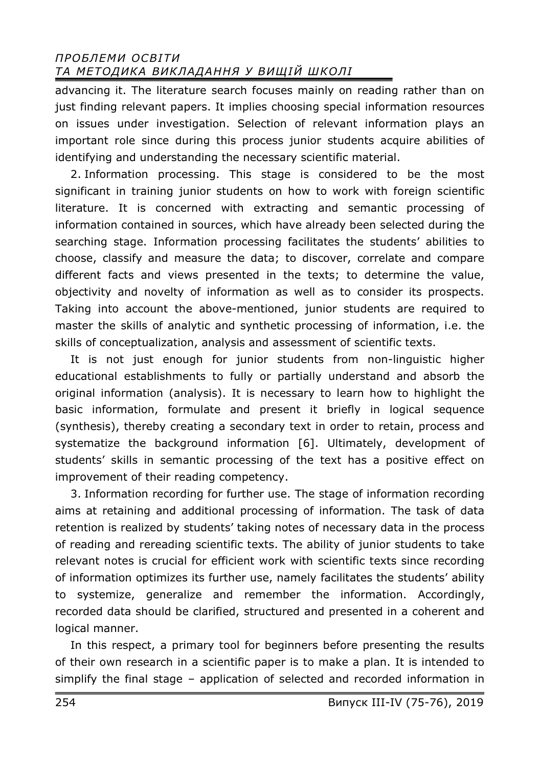advancing it. The literature search focuses mainly on reading rather than on just finding relevant papers. It implies choosing special information resources on issues under investigation. Selection of relevant information plays an important role since during this process junior students acquire abilities of identifying and understanding the necessary scientific material.

2. Information processing. This stage is considered to be the most significant in training junior students on how to work with foreign scientific literature. It is concerned with extracting and semantic processing of information contained in sources, which have already been selected during the searching stage. Information processing facilitates the students' abilities to choose, classify and measure the data; to discover, correlate and compare different facts and views presented in the texts; to determine the value, objectivity and novelty of information as well as to consider its prospects. Taking into account the above-mentioned, junior students are required to master the skills of analytic and synthetic processing of information, i.e. the skills of conceptualization, analysis and assessment of scientific texts.

It is not just enough for junior students from non-linguistic higher educational establishments to fully or partially understand and absorb the original information (analysis). It is necessary to learn how to highlight the basic information, formulate and present it briefly in logical sequence (synthesis), thereby creating a secondary text in order to retain, process and systematize the background information [6]. Ultimately, development of students' skills in semantic processing of the text has a positive effect on improvement of their reading competency.

3. Information recording for further use. The stage of information recording aims at retaining and additional processing of information. The task of data retention is realized by students' taking notes of necessary data in the process of reading and rereading scientific texts. The ability of junior students to take relevant notes is crucial for efficient work with scientific texts since recording of information optimizes its further use, namely facilitates the students' ability to systemize, generalize and remember the information. Accordingly, recorded data should be clarified, structured and presented in a coherent and logical manner.

In this respect, a primary tool for beginners before presenting the results of their own research in a scientific paper is to make a plan. It is intended to simplify the final stage – application of selected and recorded information in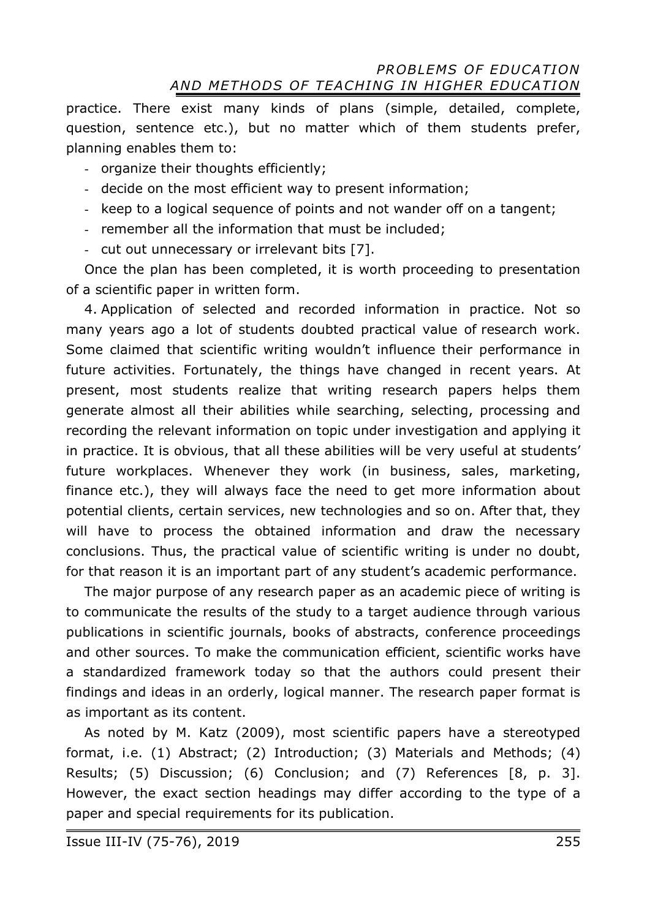practice. There exist many kinds of plans (simple, detailed, complete, question, sentence etc.), but no matter which of them students prefer, planning enables them to:

- organize their thoughts efficiently;
- decide on the most efficient way to present information;
- keep to a logical sequence of points and not wander off on a tangent;
- remember all the information that must be included;
- cut out unnecessary or irrelevant bits [7].

Once the plan has been completed, it is worth proceeding to presentation of a scientific paper in written form.

4. Application of selected and recorded information in practice. Not so many years ago a lot of students doubted practical value of research work. Some claimed that scientific writing wouldn't influence their performance in future activities. Fortunately, the things have changed in recent years. At present, most students realize that writing research papers helps them generate almost all their abilities while searching, selecting, processing and recording the relevant information on topic under investigation and applying it in practice. It is obvious, that all these abilities will be very useful at students' future workplaces. Whenever they work (in business, sales, marketing, finance etc.), they will always face the need to get more information about potential clients, certain services, new technologies and so on. After that, they will have to process the obtained information and draw the necessary conclusions. Thus, the practical value of scientific writing is under no doubt, for that reason it is an important part of any student's academic performance.

The major purpose of any research paper as an academic piece of writing is to communicate the results of the study to a target audience through various publications in scientific journals, books of abstracts, conference proceedings and other sources. To make the communication efficient, scientific works have a standardized framework today so that the authors could present their findings and ideas in an orderly, logical manner. The research paper format is as important as its content.

As noted by M. Katz (2009), most scientific papers have a stereotyped format, i.e. (1) Abstract; (2) Introduction; (3) Materials and Methods; (4) Results; (5) Discussion; (6) Conclusion; and (7) References [8, p. 3]. However, the exact section headings may differ according to the type of a paper and special requirements for its publication.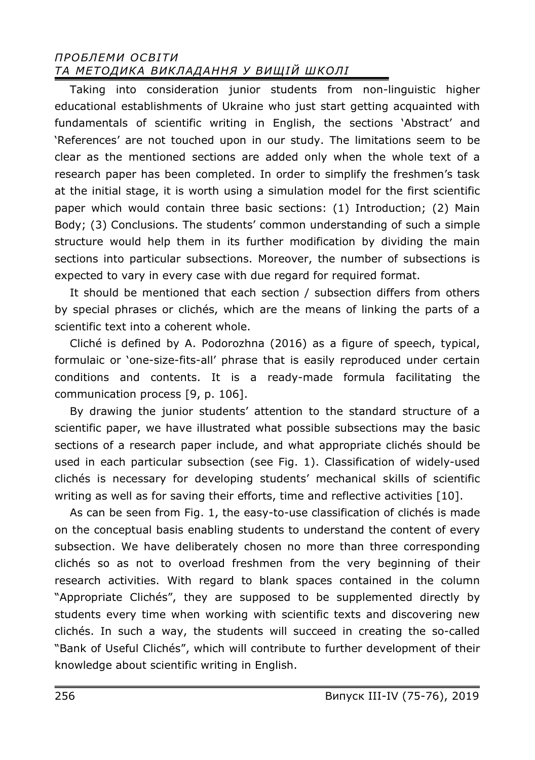Taking into consideration junior students from non-linguistic higher educational establishments of Ukraine who just start getting acquainted with fundamentals of scientific writing in English, the sections 'Abstract' and 'References' are not touched upon in our study. The limitations seem to be clear as the mentioned sections are added only when the whole text of a research paper has been completed. In order to simplify the freshmen's task at the initial stage, it is worth using a simulation model for the first scientific paper which would contain three basic sections: (1) Introduction; (2) Main Body; (3) Conclusions. The students' common understanding of such a simple structure would help them in its further modification by dividing the main sections into particular subsections. Moreover, the number of subsections is expected to vary in every case with due regard for required format.

It should be mentioned that each section / subsection differs from others by special phrases or clichés, which are the means of linking the parts of a scientific text into a coherent whole.

Cliché is defined by A. Podorozhna (2016) as a figure of speech, typical, formulaic or 'one-size-fits-all' phrase that is easily reproduced under certain conditions and contents. It is a ready-made formula facilitating the communication process [9, p. 106].

By drawing the junior students' attention to the standard structure of a scientific paper, we have illustrated what possible subsections may the basic sections of a research paper include, and what appropriate clichés should be used in each particular subsection (see Fig. 1). Classification of widely-used clichés is necessary for developing students' mechanical skills of scientific writing as well as for saving their efforts, time and reflective activities [10].

As can be seen from Fig. 1, the easy-to-use classification of clichés is made on the conceptual basis enabling students to understand the content of every subsection. We have deliberately chosen no more than three corresponding clichés so as not to overload freshmen from the very beginning of their research activities. With regard to blank spaces contained in the column "Appropriate Clichés", they are supposed to be supplemented directly by students every time when working with scientific texts and discovering new clichés. In such a way, the students will succeed in creating the so-called "Bank of Useful Clichés", which will contribute to further development of their knowledge about scientific writing in English.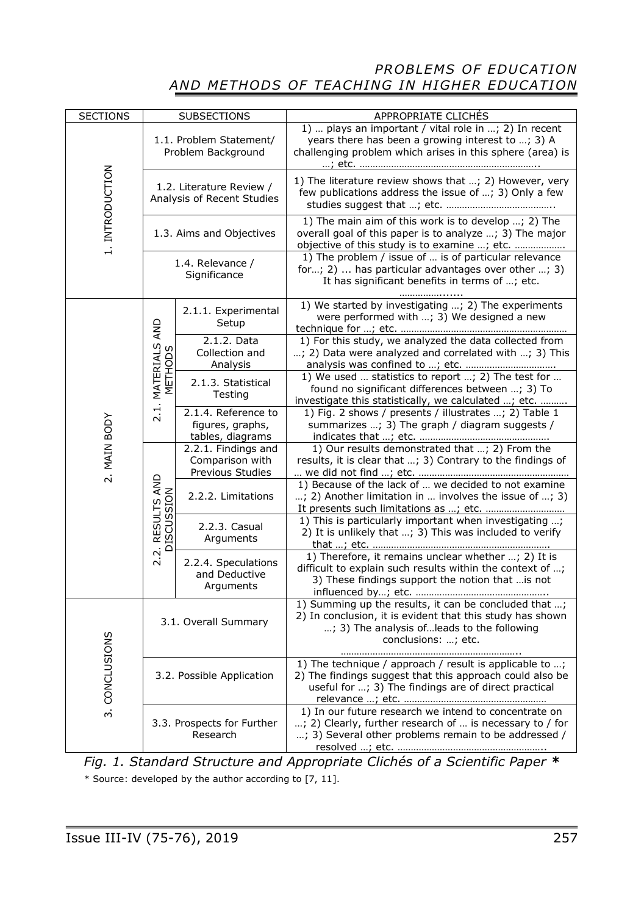| SECTIONS | SUBSECTIONS | | APPROPRIATE CLICHÉS |
|---|---|---|---|
| 1. INTRODUCTION | 1.1. Problem Statement/ Problem Background | | 1) … plays an important / vital role in …; 2) In recent years there has been a growing interest to …; 3) A challenging problem which arises in this sphere (area) is …; etc. ………………………………………………………….. |
| | 1.2. Literature Review / Analysis of Recent Studies | | 1) The literature review shows that …; 2) However, very few publications address the issue of …; 3) Only a few studies suggest that …; etc. ………………………………….. |
| | 1.3. Aims and Objectives | | 1) The main aim of this work is to develop …; 2) The overall goal of this paper is to analyze …; 3) The major objective of this study is to examine …; etc. ………………. |
| | 1.4. Relevance / Significance | | 1) The problem / issue of … is of particular relevance for…; 2) ... has particular advantages over other …; 3) It has significant benefits in terms of …; etc. ……………...... |
| 2. MAIN BODY | 2.1. MATERIALS AND METHODS | 2.1.1. Experimental Setup | 1) We started by investigating …; 2) The experiments were performed with …; 3) We designed a new technique for …; etc. ……………………………………………………… |
| | | 2.1.2. Data Collection and Analysis | 1) For this study, we analyzed the data collected from …; 2) Data were analyzed and correlated with …; 3) This analysis was confined to …; etc. …………………………… |
| | | 2.1.3. Statistical Testing | 1) We used … statistics to report …; 2) The test for … found no significant differences between …; 3) To investigate this statistically, we calculated …; etc. ………. |
| | | 2.1.4. Reference to figures, graphs, tables, diagrams | 1) Fig. 2 shows / presents / illustrates …; 2) Table 1 summarizes …; 3) The graph / diagram suggests / indicates that …; etc. …………………………………………. |
| | 2.2. RESULTS AND DISCUSSION | 2.2.1. Findings and Comparison with Previous Studies | 1) Our results demonstrated that …; 2) From the results, it is clear that …; 3) Contrary to the findings of … we did not find …; etc. ………………………………………………… |
| | | 2.2.2. Limitations | 1) Because of the lack of … we decided to not examine …; 2) Another limitation in … involves the issue of …; 3) It presents such limitations as …; etc. ………………………… |
| | | 2.2.3. Casual Arguments | 1) This is particularly important when investigating …; 2) It is unlikely that …; 3) This was included to verify that …; etc. …………………………………………………………. |
| | | 2.2.4. Speculations and Deductive Arguments | 1) Therefore, it remains unclear whether …; 2) It is difficult to explain such results within the context of …; 3) These findings support the notion that …is not influenced by…; etc. ………………………………………….. |
| 3. CONCLUSIONS | 3.1. Overall Summary | | 1) Summing up the results, it can be concluded that …; 2) In conclusion, it is evident that this study has shown …; 3) The analysis of…leads to the following conclusions: …; etc. ………………………………………………………….. |
| | 3.2. Possible Application | | 1) The technique / approach / result is applicable to …; 2) The findings suggest that this approach could also be useful for …; 3) The findings are of direct practical relevance …; etc. ……………………………………………… |
| | 3.3. Prospects for Further Research | | 1) In our future research we intend to concentrate on …; 2) Clearly, further research of … is necessary to / for …; 3) Several other problems remain to be addressed / resolved …; etc. ……………………………………………….. |

*Fig. 1. Standard Structure and Appropriate Clichés of a Scientific Paper* *

\* Source: developed by the author according to [7, 11].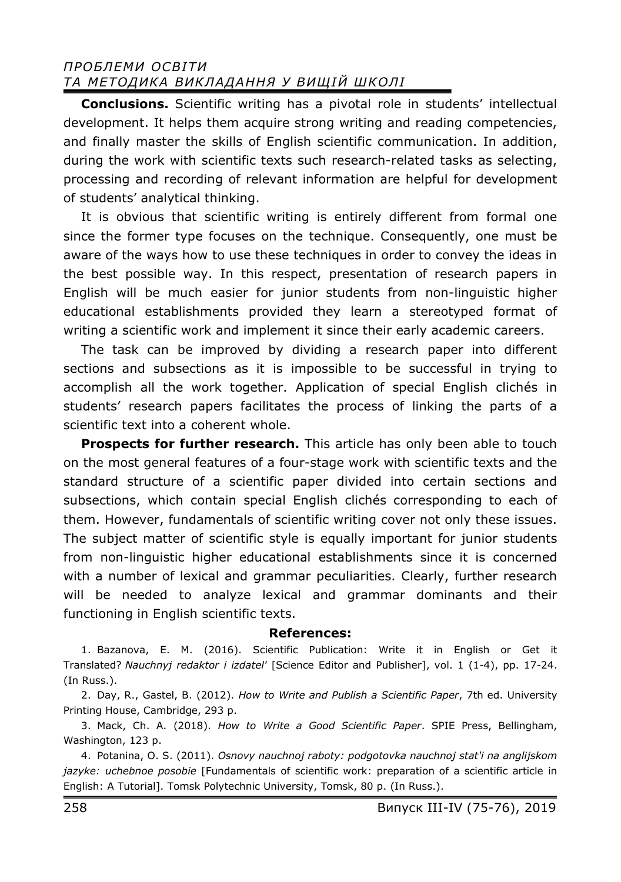**Conclusions.** Scientific writing has a pivotal role in students' intellectual development. It helps them acquire strong writing and reading competencies, and finally master the skills of English scientific communication. In addition, during the work with scientific texts such research-related tasks as selecting, processing and recording of relevant information are helpful for development of students' analytical thinking.

It is obvious that scientific writing is entirely different from formal one since the former type focuses on the technique. Consequently, one must be aware of the ways how to use these techniques in order to convey the ideas in the best possible way. In this respect, presentation of research papers in English will be much easier for junior students from non-linguistic higher educational establishments provided they learn a stereotyped format of writing a scientific work and implement it since their early academic careers.

The task can be improved by dividing a research paper into different sections and subsections as it is impossible to be successful in trying to accomplish all the work together. Application of special English clichés in students' research papers facilitates the process of linking the parts of a scientific text into a coherent whole.

**Prospects for further research.** This article has only been able to touch on the most general features of a four-stage work with scientific texts and the standard structure of a scientific paper divided into certain sections and subsections, which contain special English clichés corresponding to each of them. However, fundamentals of scientific writing cover not only these issues. The subject matter of scientific style is equally important for junior students from non-linguistic higher educational establishments since it is concerned with a number of lexical and grammar peculiarities. Clearly, further research will be needed to analyze lexical and grammar dominants and their functioning in English scientific texts.

## References:

1. Bazanova, E. M. (2016). Scientific Publication: Write it in English or Get it Translated? *Nauchnyj redaktor i izdatel'* [Science Editor and Publisher], vol. 1 (1-4), pp. 17-24. (In Russ.).
2. Day, R., Gastel, B. (2012). *How to Write and Publish a Scientific Paper*, 7th ed. University Printing House, Cambridge, 293 p.
3. Mack, Ch. A. (2018). *How to Write a Good Scientific Paper*. SPIE Press, Bellingham, Washington, 123 p.
4. Potanina, O. S. (2011). *Osnovy nauchnoj raboty: podgotovka nauchnoj stat'i na anglijskom jazyke: uchebnoe posobie* [Fundamentals of scientific work: preparation of a scientific article in English: A Tutorial]. Tomsk Polytechnic University, Tomsk, 80 p. (In Russ.).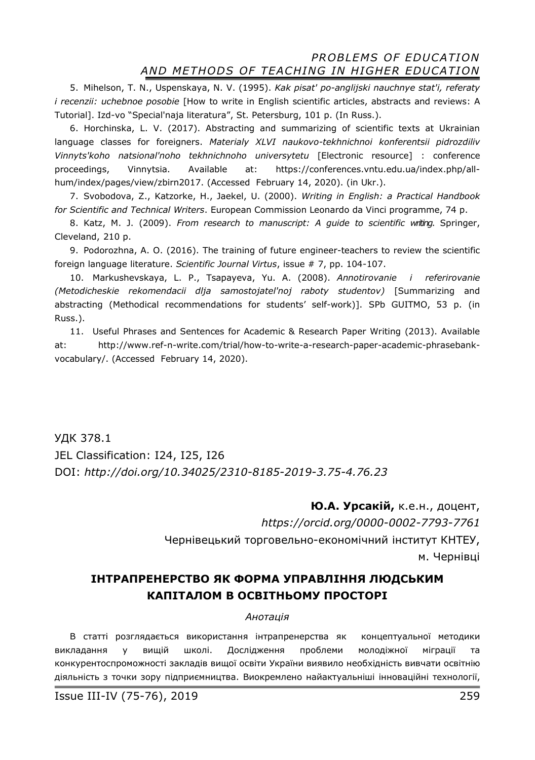5. Mihelson, T. N., Uspenskaya, N. V. (1995). *Kak pisat' po-anglijski nauchnye stat'i, referaty i recenzii: uchebnoe posobie* [How to write in English scientific articles, abstracts and reviews: A Tutorial]. Izd-vo "Special'naja literatura", St. Petersburg, 101 p. (In Russ.).

6. Horchinska, L. V. (2017). Abstracting and summarizing of scientific texts at Ukrainian language classes for foreigners. *Materialy XLVI naukovo-tekhnichnoi konferentsii pidrozdiliv Vinnyts'koho natsional'noho tekhnichnoho universytetu* [Electronic resource] : conference proceedings, Vinnytsia. Available at: https://conferences.vntu.edu.ua/index.php/all-hum/index/pages/view/zbirn2017. (Accessed February 14, 2020). (in Ukr.).

7. Svobodova, Z., Katzorke, H., Jaekel, U. (2000). *Writing in English: a Practical Handbook for Scientific and Technical Writers*. European Commission Leonardo da Vinci programme, 74 p.

8. Katz, M. J. (2009). *From research to manuscript: A guide to scientific writing*. Springer, Cleveland, 210 p.

9. Podorozhna, A. O. (2016). The training of future engineer-teachers to review the scientific foreign language literature. *Scientific Journal Virtus*, issue # 7, pp. 104-107.

10. Markushevskaya, L. P., Tsapayeva, Yu. A. (2008). *Annotirovanie i referirovanie (Metodicheskie rekomendacii dlja samostojatel'noj raboty studentov)* [Summarizing and abstracting (Methodical recommendations for students' self-work)]. SPb GUITMO, 53 p. (in Russ.).

11. Useful Phrases and Sentences for Academic & Research Paper Writing (2013). Available at: http://www.ref-n-write.com/trial/how-to-write-a-research-paper-academic-phrasebank-vocabulary/. (Accessed February 14, 2020).

УДК 378.1

JEL Classification: I24, I25, I26

DOI: *http://doi.org/10.34025/2310-8185-2019-3.75-4.76.23*

**Ю.А. Урсакій,** к.е.н., доцент,

*https://orcid.org/0000-0002-7793-7761*

Чернівецький торговельно-економічний інститут КНТЕУ,

м. Чернівці

## ІНТРАПРЕНЕРСТВО ЯК ФОРМА УПРАВЛІННЯ ЛЮДСЬКИМ КАПІТАЛОМ В ОСВІТНЬОМУ ПРОСТОРІ

*Анотація*

В статті розглядається використання інтрапренерства як концептуальної методики викладання у вищій школі. Дослідження проблеми молодіжної міграції та конкурентоспроможності закладів вищої освіти України виявило необхідність вивчати освітню діяльність з точки зору підприємництва. Виокремлено найактуальніші інноваційні технології,